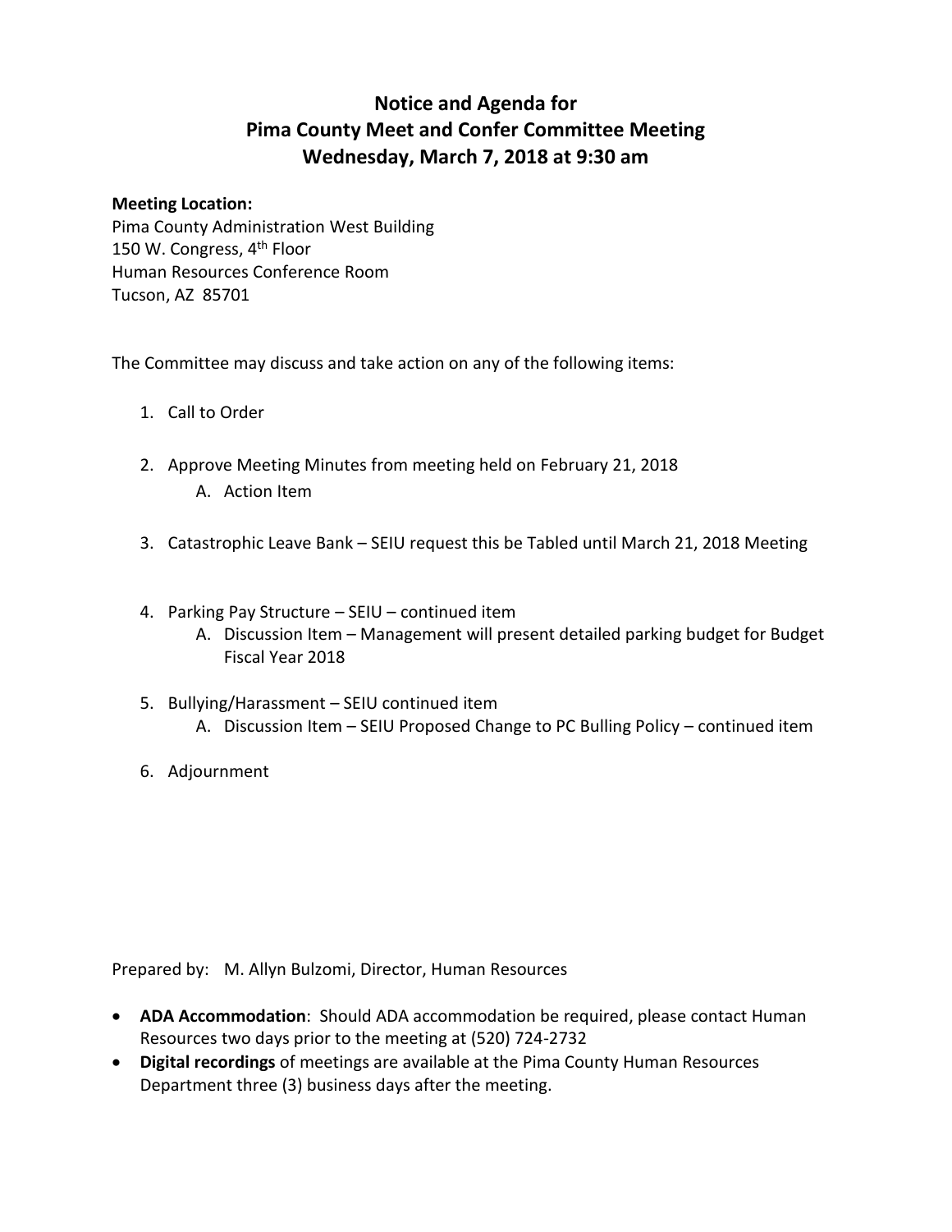# Notice and Agenda for Pima County Meet and Confer Committee Meeting Wednesday, March 7, 2018 at 9:30 am

**Meeting Location:**
Pima County Administration West Building
150 W. Congress, 4th Floor
Human Resources Conference Room
Tucson, AZ 85701

The Committee may discuss and take action on any of the following items:

1. Call to Order
2. Approve Meeting Minutes from meeting held on February 21, 2018
   A. Action Item
3. Catastrophic Leave Bank – SEIU request this be Tabled until March 21, 2018 Meeting
4. Parking Pay Structure – SEIU – continued item
   A. Discussion Item – Management will present detailed parking budget for Budget Fiscal Year 2018
5. Bullying/Harassment – SEIU continued item
   A. Discussion Item – SEIU Proposed Change to PC Bulling Policy – continued item
6. Adjournment

Prepared by: M. Allyn Bulzomi, Director, Human Resources

- **ADA Accommodation**: Should ADA accommodation be required, please contact Human Resources two days prior to the meeting at (520) 724-2732
- **Digital recordings** of meetings are available at the Pima County Human Resources Department three (3) business days after the meeting.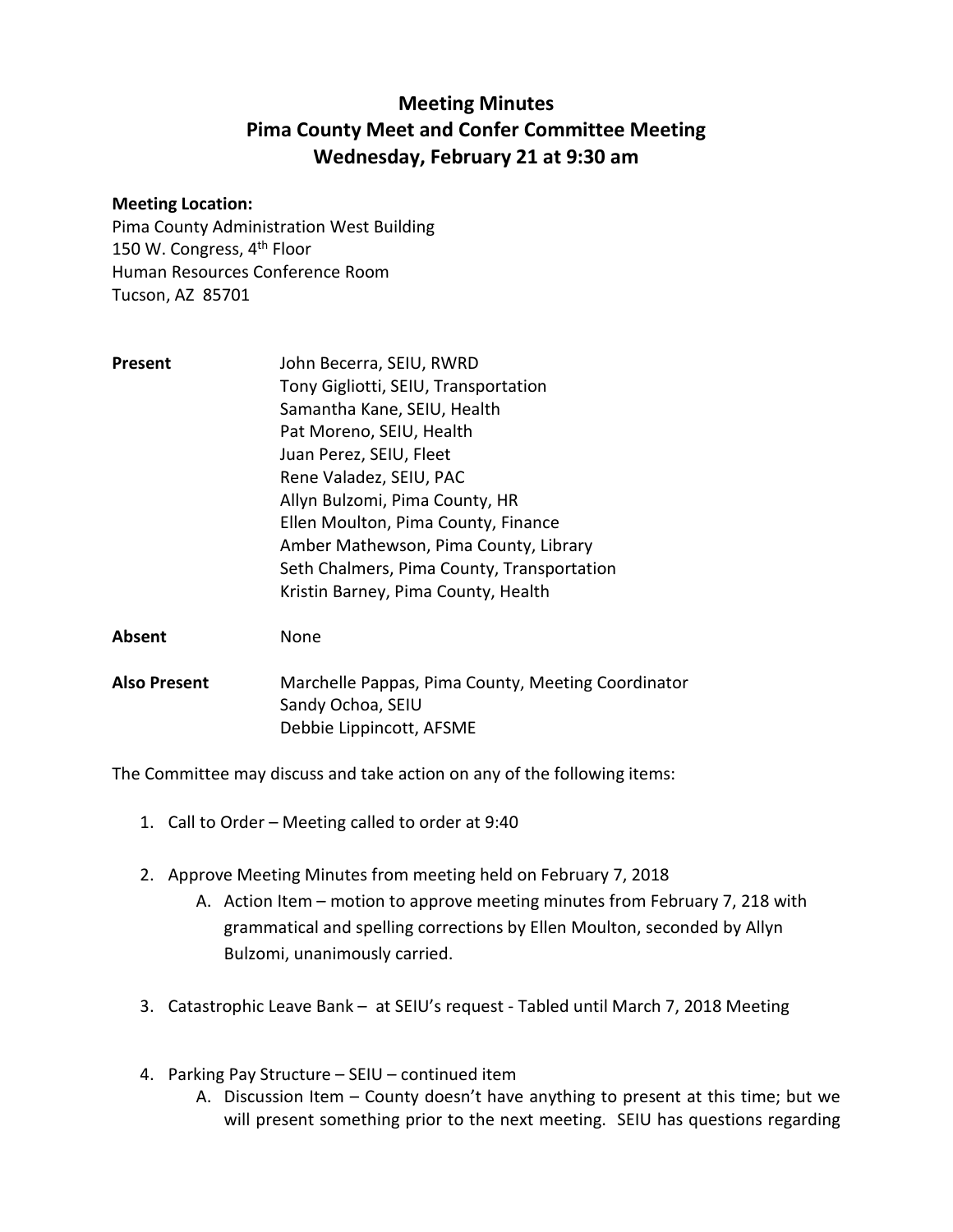# Meeting Minutes
# Pima County Meet and Confer Committee Meeting
# Wednesday, February 21 at 9:30 am

**Meeting Location:**
Pima County Administration West Building
150 W. Congress, 4th Floor
Human Resources Conference Room
Tucson, AZ 85701

| | |
|---|---|
| **Present** | John Becerra, SEIU, RWRD<br>Tony Gigliotti, SEIU, Transportation<br>Samantha Kane, SEIU, Health<br>Pat Moreno, SEIU, Health<br>Juan Perez, SEIU, Fleet<br>Rene Valadez, SEIU, PAC<br>Allyn Bulzomi, Pima County, HR<br>Ellen Moulton, Pima County, Finance<br>Amber Mathewson, Pima County, Library<br>Seth Chalmers, Pima County, Transportation<br>Kristin Barney, Pima County, Health |
| **Absent** | None |
| **Also Present** | Marchelle Pappas, Pima County, Meeting Coordinator<br>Sandy Ochoa, SEIU<br>Debbie Lippincott, AFSME |

The Committee may discuss and take action on any of the following items:

1. Call to Order – Meeting called to order at 9:40
2. Approve Meeting Minutes from meeting held on February 7, 2018
   A. Action Item – motion to approve meeting minutes from February 7, 218 with grammatical and spelling corrections by Ellen Moulton, seconded by Allyn Bulzomi, unanimously carried.
3. Catastrophic Leave Bank – at SEIU's request - Tabled until March 7, 2018 Meeting
4. Parking Pay Structure – SEIU – continued item
   A. Discussion Item – County doesn't have anything to present at this time; but we will present something prior to the next meeting. SEIU has questions regarding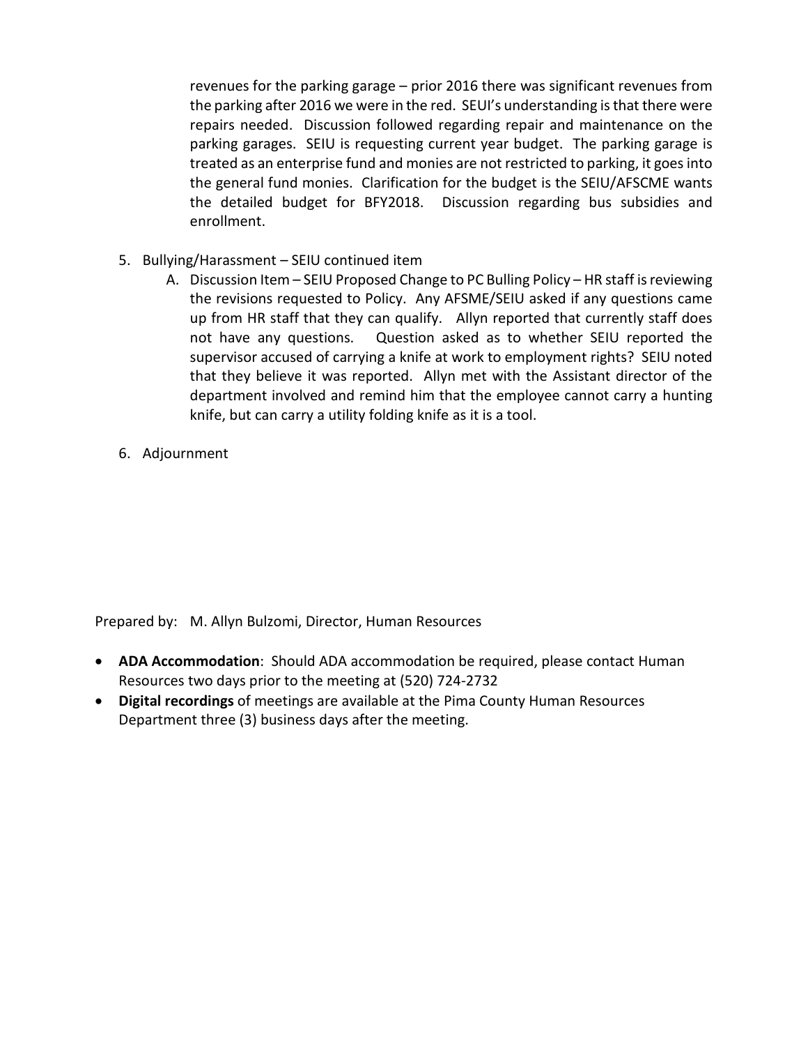revenues for the parking garage – prior 2016 there was significant revenues from the parking after 2016 we were in the red. SEUI's understanding is that there were repairs needed. Discussion followed regarding repair and maintenance on the parking garages. SEIU is requesting current year budget. The parking garage is treated as an enterprise fund and monies are not restricted to parking, it goes into the general fund monies. Clarification for the budget is the SEIU/AFSCME wants the detailed budget for BFY2018. Discussion regarding bus subsidies and enrollment.

5. Bullying/Harassment – SEIU continued item
   A. Discussion Item – SEIU Proposed Change to PC Bulling Policy – HR staff is reviewing the revisions requested to Policy. Any AFSME/SEIU asked if any questions came up from HR staff that they can qualify. Allyn reported that currently staff does not have any questions. Question asked as to whether SEIU reported the supervisor accused of carrying a knife at work to employment rights? SEIU noted that they believe it was reported. Allyn met with the Assistant director of the department involved and remind him that the employee cannot carry a hunting knife, but can carry a utility folding knife as it is a tool.

6. Adjournment

Prepared by: M. Allyn Bulzomi, Director, Human Resources

- **ADA Accommodation**: Should ADA accommodation be required, please contact Human Resources two days prior to the meeting at (520) 724-2732
- **Digital recordings** of meetings are available at the Pima County Human Resources Department three (3) business days after the meeting.